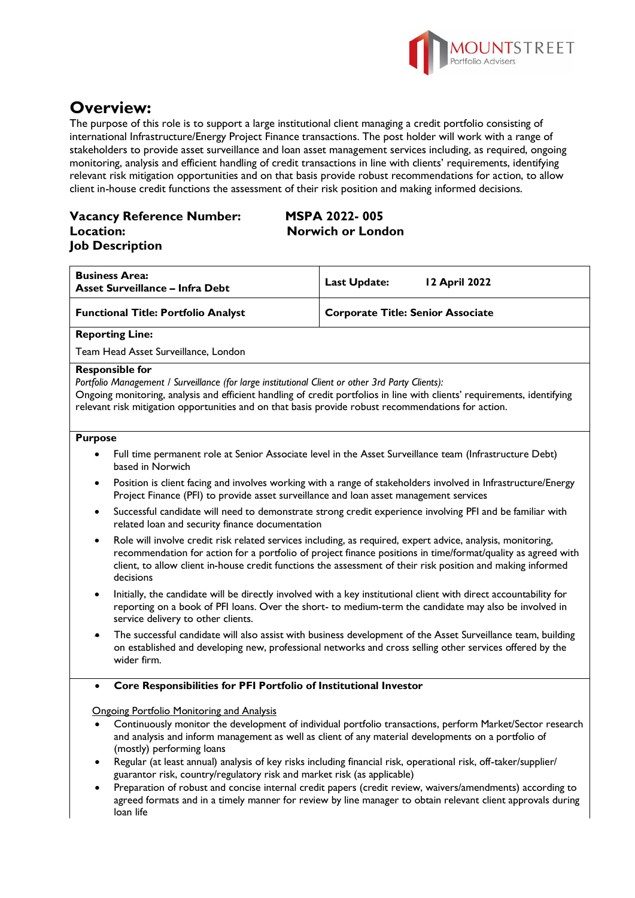# Overview:

The purpose of this role is to support a large institutional client managing a credit portfolio consisting of international Infrastructure/Energy Project Finance transactions. The post holder will work with a range of stakeholders to provide asset surveillance and loan asset management services including, as required, ongoing monitoring, analysis and efficient handling of credit transactions in line with clients' requirements, identifying relevant risk mitigation opportunities and on that basis provide robust recommendations for action, to allow client in-house credit functions the assessment of their risk position and making informed decisions.

**Vacancy Reference Number:** MSPA 2022- 005
**Location:** Norwich or London
**Job Description**

| **Business Area:** **Asset Surveillance – Infra Debt** | **Last Update:** **12 April 2022** |
|---|---|
| **Functional Title: Portfolio Analyst** | **Corporate Title: Senior Associate** |

**Reporting Line:**

Team Head Asset Surveillance, London

**Responsible for**

*Portfolio Management / Surveillance (for large institutional Client or other 3rd Party Clients):*
Ongoing monitoring, analysis and efficient handling of credit portfolios in line with clients' requirements, identifying relevant risk mitigation opportunities and on that basis provide robust recommendations for action.

**Purpose**

- Full time permanent role at Senior Associate level in the Asset Surveillance team (Infrastructure Debt) based in Norwich
- Position is client facing and involves working with a range of stakeholders involved in Infrastructure/Energy Project Finance (PFI) to provide asset surveillance and loan asset management services
- Successful candidate will need to demonstrate strong credit experience involving PFI and be familiar with related loan and security finance documentation
- Role will involve credit risk related services including, as required, expert advice, analysis, monitoring, recommendation for action for a portfolio of project finance positions in time/format/quality as agreed with client, to allow client in-house credit functions the assessment of their risk position and making informed decisions
- Initially, the candidate will be directly involved with a key institutional client with direct accountability for reporting on a book of PFI loans. Over the short- to medium-term the candidate may also be involved in service delivery to other clients.
- The successful candidate will also assist with business development of the Asset Surveillance team, building on established and developing new, professional networks and cross selling other services offered by the wider firm.

- **Core Responsibilities for PFI Portfolio of Institutional Investor**

Ongoing Portfolio Monitoring and Analysis

- Continuously monitor the development of individual portfolio transactions, perform Market/Sector research and analysis and inform management as well as client of any material developments on a portfolio of (mostly) performing loans
- Regular (at least annual) analysis of key risks including financial risk, operational risk, off-taker/supplier/ guarantor risk, country/regulatory risk and market risk (as applicable)
- Preparation of robust and concise internal credit papers (credit review, waivers/amendments) according to agreed formats and in a timely manner for review by line manager to obtain relevant client approvals during loan life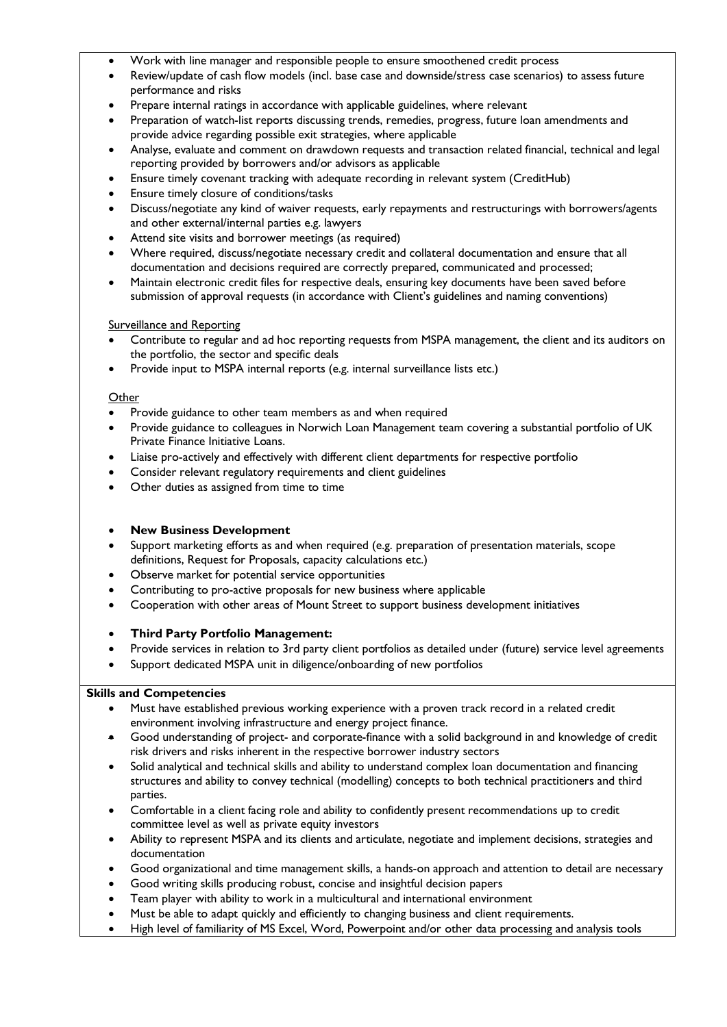- Work with line manager and responsible people to ensure smoothened credit process
- Review/update of cash flow models (incl. base case and downside/stress case scenarios) to assess future performance and risks
- Prepare internal ratings in accordance with applicable guidelines, where relevant
- Preparation of watch-list reports discussing trends, remedies, progress, future loan amendments and provide advice regarding possible exit strategies, where applicable
- Analyse, evaluate and comment on drawdown requests and transaction related financial, technical and legal reporting provided by borrowers and/or advisors as applicable
- Ensure timely covenant tracking with adequate recording in relevant system (CreditHub)
- Ensure timely closure of conditions/tasks
- Discuss/negotiate any kind of waiver requests, early repayments and restructurings with borrowers/agents and other external/internal parties e.g. lawyers
- Attend site visits and borrower meetings (as required)
- Where required, discuss/negotiate necessary credit and collateral documentation and ensure that all documentation and decisions required are correctly prepared, communicated and processed;
- Maintain electronic credit files for respective deals, ensuring key documents have been saved before submission of approval requests (in accordance with Client's guidelines and naming conventions)

<u>Surveillance and Reporting</u>

- Contribute to regular and ad hoc reporting requests from MSPA management, the client and its auditors on the portfolio, the sector and specific deals
- Provide input to MSPA internal reports (e.g. internal surveillance lists etc.)

<u>Other</u>

- Provide guidance to other team members as and when required
- Provide guidance to colleagues in Norwich Loan Management team covering a substantial portfolio of UK Private Finance Initiative Loans.
- Liaise pro-actively and effectively with different client departments for respective portfolio
- Consider relevant regulatory requirements and client guidelines
- Other duties as assigned from time to time

- **New Business Development**
- Support marketing efforts as and when required (e.g. preparation of presentation materials, scope definitions, Request for Proposals, capacity calculations etc.)
- Observe market for potential service opportunities
- Contributing to pro-active proposals for new business where applicable
- Cooperation with other areas of Mount Street to support business development initiatives

- **Third Party Portfolio Management:**
- Provide services in relation to 3rd party client portfolios as detailed under (future) service level agreements
- Support dedicated MSPA unit in diligence/onboarding of new portfolios

**Skills and Competencies**

- Must have established previous working experience with a proven track record in a related credit environment involving infrastructure and energy project finance.
- Good understanding of project- and corporate-finance with a solid background in and knowledge of credit risk drivers and risks inherent in the respective borrower industry sectors
- Solid analytical and technical skills and ability to understand complex loan documentation and financing structures and ability to convey technical (modelling) concepts to both technical practitioners and third parties.
- Comfortable in a client facing role and ability to confidently present recommendations up to credit committee level as well as private equity investors
- Ability to represent MSPA and its clients and articulate, negotiate and implement decisions, strategies and documentation
- Good organizational and time management skills, a hands-on approach and attention to detail are necessary
- Good writing skills producing robust, concise and insightful decision papers
- Team player with ability to work in a multicultural and international environment
- Must be able to adapt quickly and efficiently to changing business and client requirements.
- High level of familiarity of MS Excel, Word, Powerpoint and/or other data processing and analysis tools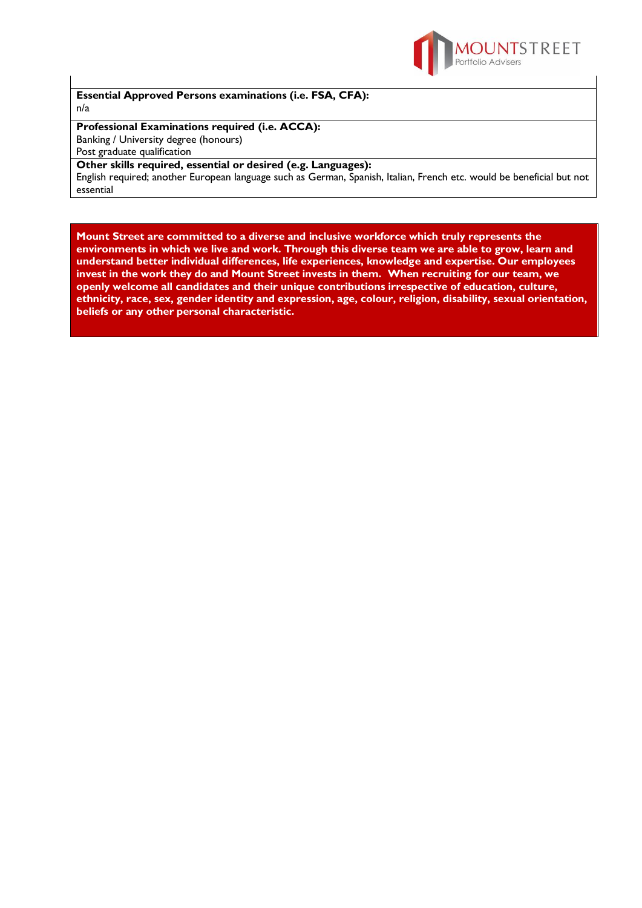**Essential Approved Persons examinations (i.e. FSA, CFA):**
n/a

**Professional Examinations required (i.e. ACCA):**
Banking / University degree (honours)
Post graduate qualification

**Other skills required, essential or desired (e.g. Languages):**
English required; another European language such as German, Spanish, Italian, French etc. would be beneficial but not essential

**Mount Street are committed to a diverse and inclusive workforce which truly represents the environments in which we live and work. Through this diverse team we are able to grow, learn and understand better individual differences, life experiences, knowledge and expertise. Our employees invest in the work they do and Mount Street invests in them. When recruiting for our team, we openly welcome all candidates and their unique contributions irrespective of education, culture, ethnicity, race, sex, gender identity and expression, age, colour, religion, disability, sexual orientation, beliefs or any other personal characteristic.**